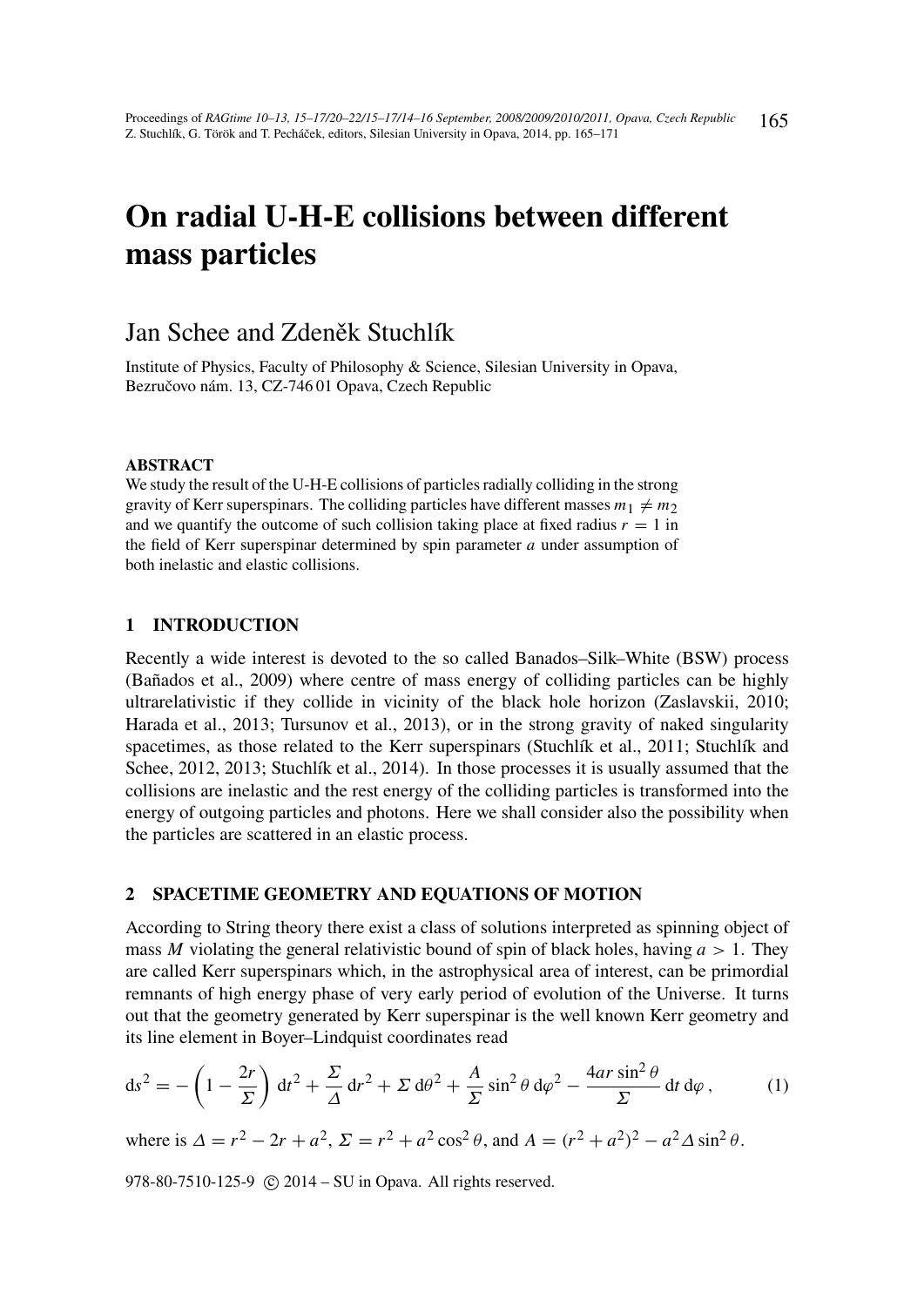# On radial U-H-E collisions between different mass particles

Jan Schee and Zdeněk Stuchlík

Institute of Physics, Faculty of Philosophy & Science, Silesian University in Opava, Bezručovo nám. 13, CZ-746 01 Opava, Czech Republic

### ABSTRACT

We study the result of the U-H-E collisions of particles radially colliding in the strong gravity of Kerr superspinars. The colliding particles have different masses $m_1 \neq m_2$ and we quantify the outcome of such collision taking place at fixed radius $r = 1$ in the field of Kerr superspinar determined by spin parameter $a$ under assumption of both inelastic and elastic collisions.

## 1 INTRODUCTION

Recently a wide interest is devoted to the so called Banados–Silk–White (BSW) process (Bañados et al., 2009) where centre of mass energy of colliding particles can be highly ultrarelativistic if they collide in vicinity of the black hole horizon (Zaslavskii, 2010; Harada et al., 2013; Tursunov et al., 2013), or in the strong gravity of naked singularity spacetimes, as those related to the Kerr superspinars (Stuchlík et al., 2011; Stuchlík and Schee, 2012, 2013; Stuchlík et al., 2014). In those processes it is usually assumed that the collisions are inelastic and the rest energy of the colliding particles is transformed into the energy of outgoing particles and photons. Here we shall consider also the possibility when the particles are scattered in an elastic process.

## 2 SPACETIME GEOMETRY AND EQUATIONS OF MOTION

According to String theory there exist a class of solutions interpreted as spinning object of mass $M$ violating the general relativistic bound of spin of black holes, having $a > 1$. They are called Kerr superspinars which, in the astrophysical area of interest, can be primordial remnants of high energy phase of very early period of evolution of the Universe. It turns out that the geometry generated by Kerr superspinar is the well known Kerr geometry and its line element in Boyer–Lindquist coordinates read

$$\mathrm{d}s^2 = -\left(1 - \frac{2r}{\Sigma}\right)\mathrm{d}t^2 + \frac{\Sigma}{\Delta}\mathrm{d}r^2 + \Sigma\,\mathrm{d}\theta^2 + \frac{A}{\Sigma}\sin^2\theta\,\mathrm{d}\varphi^2 - \frac{4ar\sin^2\theta}{\Sigma}\mathrm{d}t\,\mathrm{d}\varphi\,, \tag{1}$$

where is $\Delta = r^2 - 2r + a^2$, $\Sigma = r^2 + a^2\cos^2\theta$, and $A = (r^2 + a^2)^2 - a^2\Delta\sin^2\theta$.

978-80-7510-125-9 © 2014 – SU in Opava. All rights reserved.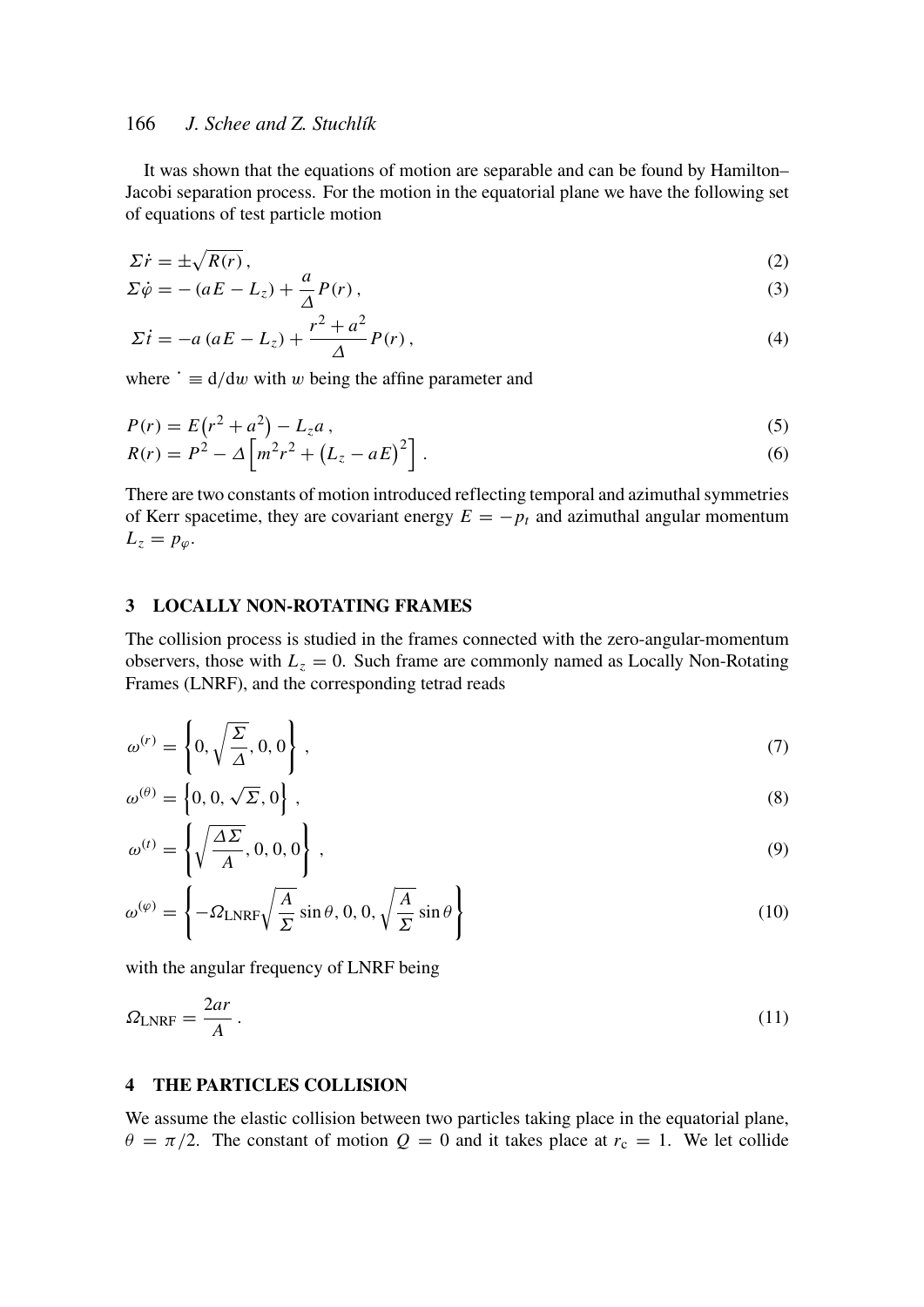It was shown that the equations of motion are separable and can be found by Hamilton–Jacobi separation process. For the motion in the equatorial plane we have the following set of equations of test particle motion

$$\Sigma \dot{r} = \pm\sqrt{R(r)}\,, \tag{2}$$

$$\Sigma \dot{\varphi} = -\left(aE - L_z\right) + \frac{a}{\Delta} P(r)\,, \tag{3}$$

$$\Sigma \dot{t} = -a\left(aE - L_z\right) + \frac{r^2 + a^2}{\Delta} P(r)\,, \tag{4}$$

where $\dot{}\equiv \mathrm{d}/\mathrm{d}w$ with $w$ being the affine parameter and

$$P(r) = E\left(r^2 + a^2\right) - L_z a\,, \tag{5}$$

$$R(r) = P^2 - \Delta\left[m^2 r^2 + \left(L_z - aE\right)^2\right]. \tag{6}$$

There are two constants of motion introduced reflecting temporal and azimuthal symmetries of Kerr spacetime, they are covariant energy $E = -p_t$ and azimuthal angular momentum $L_z = p_\varphi$.

## 3 LOCALLY NON-ROTATING FRAMES

The collision process is studied in the frames connected with the zero-angular-momentum observers, those with $L_z = 0$. Such frame are commonly named as Locally Non-Rotating Frames (LNRF), and the corresponding tetrad reads

$$\omega^{(r)} = \left\{0, \sqrt{\frac{\Sigma}{\Delta}}, 0, 0\right\}\,, \tag{7}$$

$$\omega^{(\theta)} = \left\{0, 0, \sqrt{\Sigma}, 0\right\}\,, \tag{8}$$

$$\omega^{(t)} = \left\{\sqrt{\frac{\Delta\Sigma}{A}}, 0, 0, 0\right\}\,, \tag{9}$$

$$\omega^{(\varphi)} = \left\{-\Omega_{\mathrm{LNRF}}\sqrt{\frac{A}{\Sigma}}\sin\theta, 0, 0, \sqrt{\frac{A}{\Sigma}}\sin\theta\right\} \tag{10}$$

with the angular frequency of LNRF being

$$\Omega_{\mathrm{LNRF}} = \frac{2ar}{A}\,. \tag{11}$$

## 4 THE PARTICLES COLLISION

We assume the elastic collision between two particles taking place in the equatorial plane, $\theta = \pi/2$. The constant of motion $Q = 0$ and it takes place at $r_{\mathrm{c}} = 1$. We let collide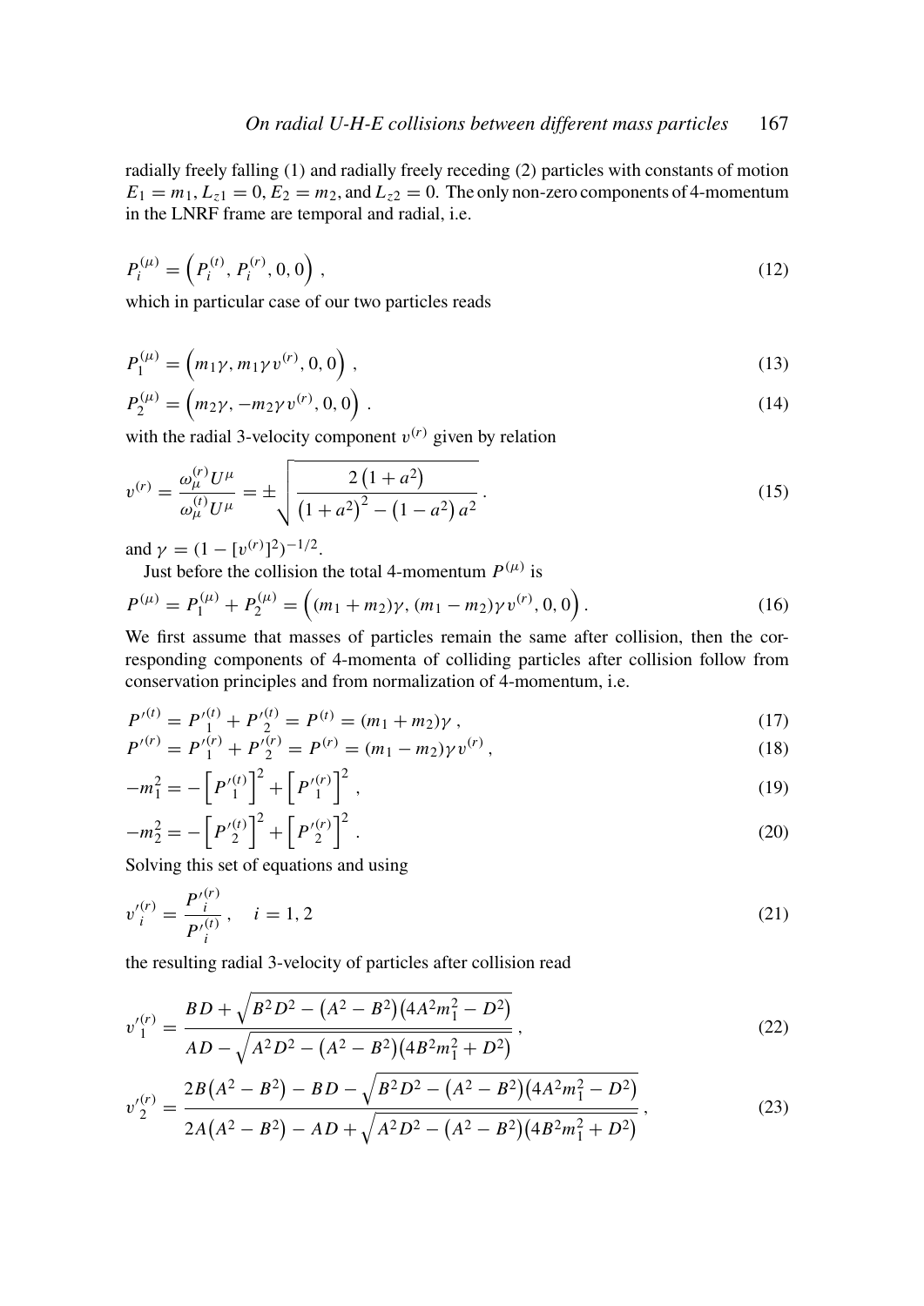radially freely falling (1) and radially freely receding (2) particles with constants of motion $E_1 = m_1, L_{z1} = 0, E_2 = m_2$, and $L_{z2} = 0$. The only non-zero components of 4-momentum in the LNRF frame are temporal and radial, i.e.

$$P_i^{(\mu)} = \left(P_i^{(t)}, P_i^{(r)}, 0, 0\right), \tag{12}$$

which in particular case of our two particles reads

$$P_1^{(\mu)} = \left(m_1\gamma, m_1\gamma v^{(r)}, 0, 0\right), \tag{13}$$

$$P_2^{(\mu)} = \left(m_2\gamma, -m_2\gamma v^{(r)}, 0, 0\right). \tag{14}$$

with the radial 3-velocity component $v^{(r)}$ given by relation

$$v^{(r)} = \frac{\omega_\mu^{(r)} U^\mu}{\omega_\mu^{(t)} U^\mu} = \pm\sqrt{\frac{2\left(1+a^2\right)}{\left(1+a^2\right)^2 - \left(1-a^2\right)a^2}}. \tag{15}$$

and $\gamma = (1 - [v^{(r)}]^2)^{-1/2}$.

Just before the collision the total 4-momentum $P^{(\mu)}$ is

$$P^{(\mu)} = P_1^{(\mu)} + P_2^{(\mu)} = \left((m_1+m_2)\gamma, (m_1-m_2)\gamma v^{(r)}, 0, 0\right). \tag{16}$$

We first assume that masses of particles remain the same after collision, then the corresponding components of 4-momenta of colliding particles after collision follow from conservation principles and from normalization of 4-momentum, i.e.

$$P'^{(t)} = P'^{(t)}_1 + P'^{(t)}_2 = P^{(t)} = (m_1+m_2)\gamma, \tag{17}$$

$$P'^{(r)} = P'^{(r)}_1 + P'^{(r)}_2 = P^{(r)} = (m_1-m_2)\gamma v^{(r)}, \tag{18}$$

$$-m_1^2 = -\left[P'^{(t)}_1\right]^2 + \left[P'^{(r)}_1\right]^2, \tag{19}$$

$$-m_2^2 = -\left[P'^{(t)}_2\right]^2 + \left[P'^{(r)}_2\right]^2. \tag{20}$$

Solving this set of equations and using

$$v'^{(r)}_i = \frac{P'^{(r)}_i}{P'^{(t)}_i}, \quad i = 1, 2 \tag{21}$$

the resulting radial 3-velocity of particles after collision read

$$v'^{(r)}_1 = \frac{BD + \sqrt{B^2D^2 - \left(A^2-B^2\right)\left(4A^2m_1^2 - D^2\right)}}{AD - \sqrt{A^2D^2 - \left(A^2-B^2\right)\left(4B^2m_1^2 + D^2\right)}}, \tag{22}$$

$$v'^{(r)}_2 = \frac{2B\left(A^2-B^2\right) - BD - \sqrt{B^2D^2 - \left(A^2-B^2\right)\left(4A^2m_1^2 - D^2\right)}}{2A\left(A^2-B^2\right) - AD + \sqrt{A^2D^2 - \left(A^2-B^2\right)\left(4B^2m_1^2 + D^2\right)}}, \tag{23}$$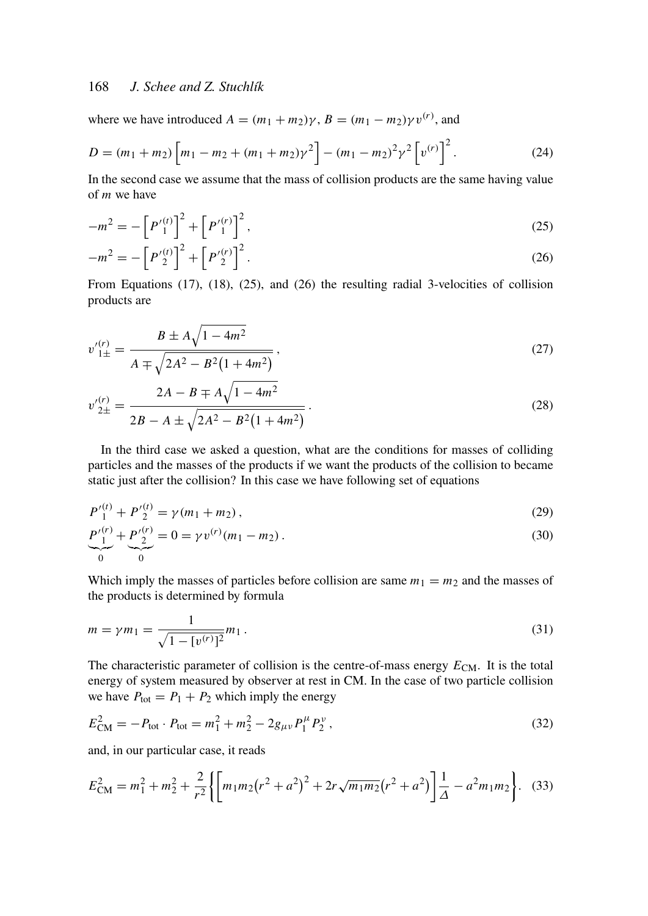where we have introduced $A = (m_1 + m_2)\gamma$, $B = (m_1 - m_2)\gamma v^{(r)}$, and

$$D = (m_1 + m_2)\left[m_1 - m_2 + (m_1 + m_2)\gamma^2\right] - (m_1 - m_2)^2\gamma^2\left[v^{(r)}\right]^2. \tag{24}$$

In the second case we assume that the mass of collision products are the same having value of $m$ we have

$$-m^2 = -\left[P'^{(t)}_1\right]^2 + \left[P'^{(r)}_1\right]^2, \tag{25}$$

$$-m^2 = -\left[P'^{(t)}_2\right]^2 + \left[P'^{(r)}_2\right]^2. \tag{26}$$

From Equations (17), (18), (25), and (26) the resulting radial 3-velocities of collision products are

$$v'^{(r)}_{1\pm} = \frac{B \pm A\sqrt{1-4m^2}}{A \mp \sqrt{2A^2 - B^2\left(1+4m^2\right)}}, \tag{27}$$

$$v'^{(r)}_{2\pm} = \frac{2A - B \mp A\sqrt{1-4m^2}}{2B - A \pm \sqrt{2A^2 - B^2\left(1+4m^2\right)}}. \tag{28}$$

In the third case we asked a question, what are the conditions for masses of colliding particles and the masses of the products if we want the products of the collision to became static just after the collision? In this case we have following set of equations

$$P'^{(t)}_1 + P'^{(t)}_2 = \gamma(m_1 + m_2), \tag{29}$$

$$\underbrace{P'^{(r)}_1}_{0} + \underbrace{P'^{(r)}_2}_{0} = 0 = \gamma v^{(r)}(m_1 - m_2). \tag{30}$$

Which imply the masses of particles before collision are same $m_1 = m_2$ and the masses of the products is determined by formula

$$m = \gamma m_1 = \frac{1}{\sqrt{1 - [v^{(r)}]^2}} m_1. \tag{31}$$

The characteristic parameter of collision is the centre-of-mass energy $E_{\mathrm{CM}}$. It is the total energy of system measured by observer at rest in CM. In the case of two particle collision we have $P_{\mathrm{tot}} = P_1 + P_2$ which imply the energy

$$E^2_{\mathrm{CM}} = -P_{\mathrm{tot}} \cdot P_{\mathrm{tot}} = m_1^2 + m_2^2 - 2g_{\mu\nu}P_1^\mu P_2^\nu, \tag{32}$$

and, in our particular case, it reads

$$E^2_{\mathrm{CM}} = m_1^2 + m_2^2 + \frac{2}{r^2}\left\{\left[m_1 m_2\left(r^2 + a^2\right)^2 + 2r\sqrt{m_1 m_2}\left(r^2 + a^2\right)\right]\frac{1}{\Delta} - a^2 m_1 m_2\right\}. \tag{33}$$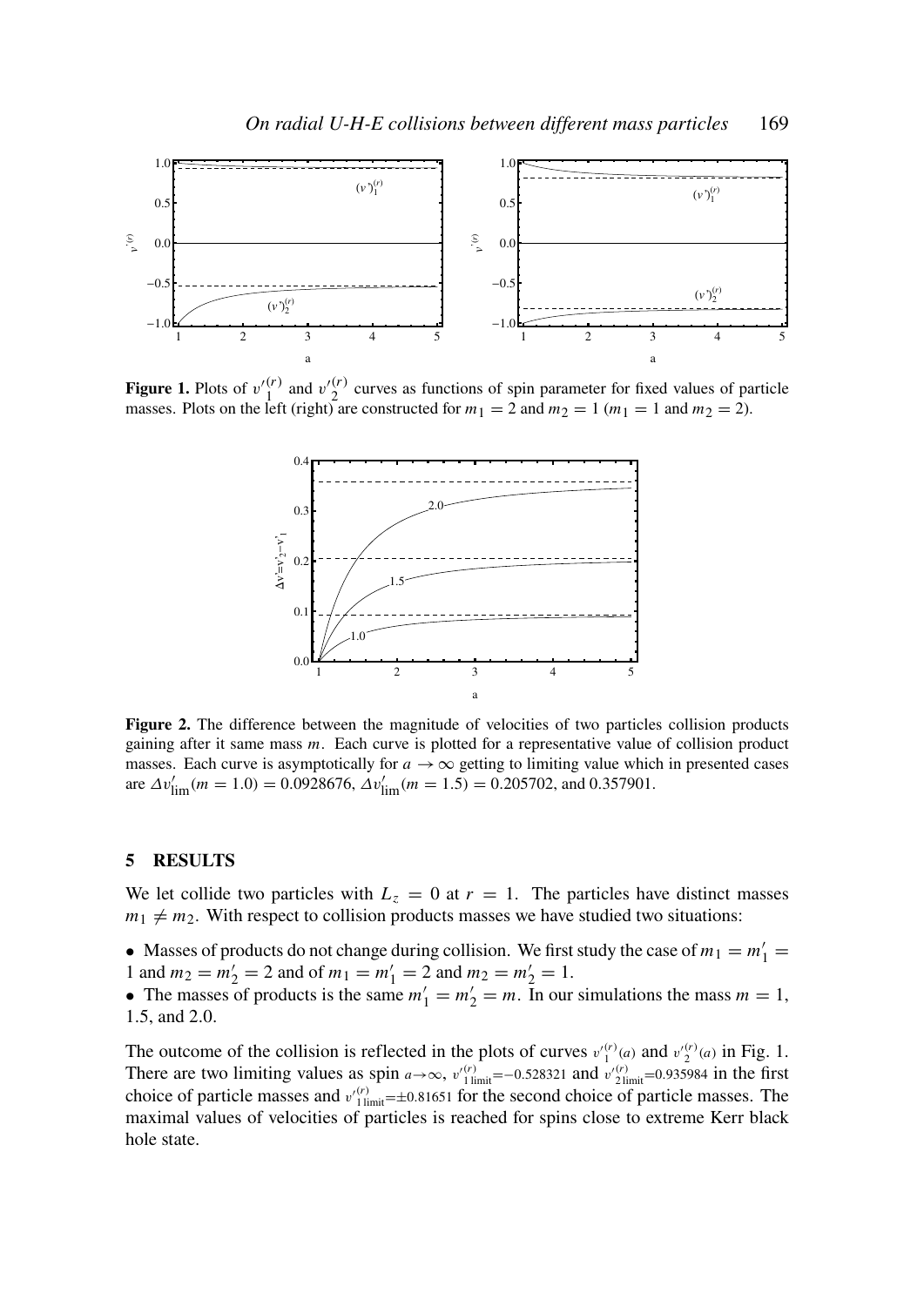**Figure 1.** Plots of $v'^{(r)}_1$ and $v'^{(r)}_2$ curves as functions of spin parameter for fixed values of particle masses. Plots on the left (right) are constructed for $m_1 = 2$ and $m_2 = 1$ ($m_1 = 1$ and $m_2 = 2$).

**Figure 2.** The difference between the magnitude of velocities of two particles collision products gaining after it same mass $m$. Each curve is plotted for a representative value of collision product masses. Each curve is asymptotically for $a \to \infty$ getting to limiting value which in presented cases are $\Delta v'_{\lim}(m = 1.0) = 0.0928676$, $\Delta v'_{\lim}(m = 1.5) = 0.205702$, and 0.357901.

## 5 RESULTS

We let collide two particles with $L_z = 0$ at $r = 1$. The particles have distinct masses $m_1 \neq m_2$. With respect to collision products masses we have studied two situations:

- Masses of products do not change during collision. We first study the case of $m_1 = m'_1 = 1$ and $m_2 = m'_2 = 2$ and of $m_1 = m'_1 = 2$ and $m_2 = m'_2 = 1$.
- The masses of products is the same $m'_1 = m'_2 = m$. In our simulations the mass $m = 1$, 1.5, and 2.0.

The outcome of the collision is reflected in the plots of curves $v'^{(r)}_1(a)$ and $v'^{(r)}_2(a)$ in Fig. 1. There are two limiting values as spin $a \to \infty$, $v'^{(r)}_{1\,\mathrm{limit}} = -0.528321$ and $v'^{(r)}_{2\,\mathrm{limit}} = 0.935984$ in the first choice of particle masses and $v'^{(r)}_{1\,\mathrm{limit}} = \pm 0.81651$ for the second choice of particle masses. The maximal values of velocities of particles is reached for spins close to extreme Kerr black hole state.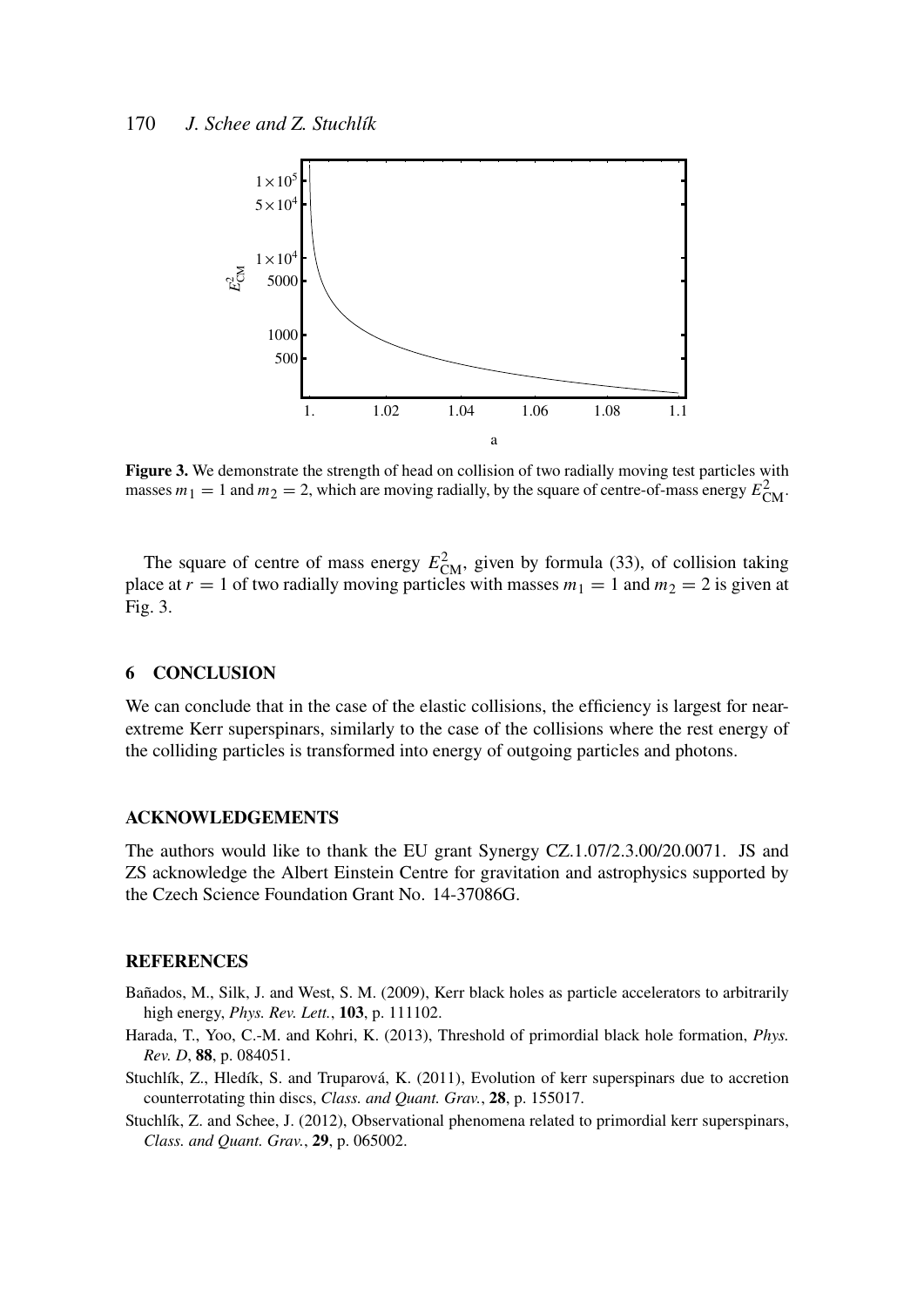**Figure 3.** We demonstrate the strength of head on collision of two radially moving test particles with masses $m_1 = 1$ and $m_2 = 2$, which are moving radially, by the square of centre-of-mass energy $E^2_{\rm CM}$.

The square of centre of mass energy $E^2_{\rm CM}$, given by formula (33), of collision taking place at $r = 1$ of two radially moving particles with masses $m_1 = 1$ and $m_2 = 2$ is given at Fig. 3.

## 6 CONCLUSION

We can conclude that in the case of the elastic collisions, the efficiency is largest for near-extreme Kerr superspinars, similarly to the case of the collisions where the rest energy of the colliding particles is transformed into energy of outgoing particles and photons.

## ACKNOWLEDGEMENTS

The authors would like to thank the EU grant Synergy CZ.1.07/2.3.00/20.0071. JS and ZS acknowledge the Albert Einstein Centre for gravitation and astrophysics supported by the Czech Science Foundation Grant No. 14-37086G.

## REFERENCES

Bañados, M., Silk, J. and West, S. M. (2009), Kerr black holes as particle accelerators to arbitrarily high energy, *Phys. Rev. Lett.*, **103**, p. 111102.

Harada, T., Yoo, C.-M. and Kohri, K. (2013), Threshold of primordial black hole formation, *Phys. Rev. D*, **88**, p. 084051.

Stuchlík, Z., Hledík, S. and Truparová, K. (2011), Evolution of kerr superspinars due to accretion counterrotating thin discs, *Class. and Quant. Grav.*, **28**, p. 155017.

Stuchlík, Z. and Schee, J. (2012), Observational phenomena related to primordial kerr superspinars, *Class. and Quant. Grav.*, **29**, p. 065002.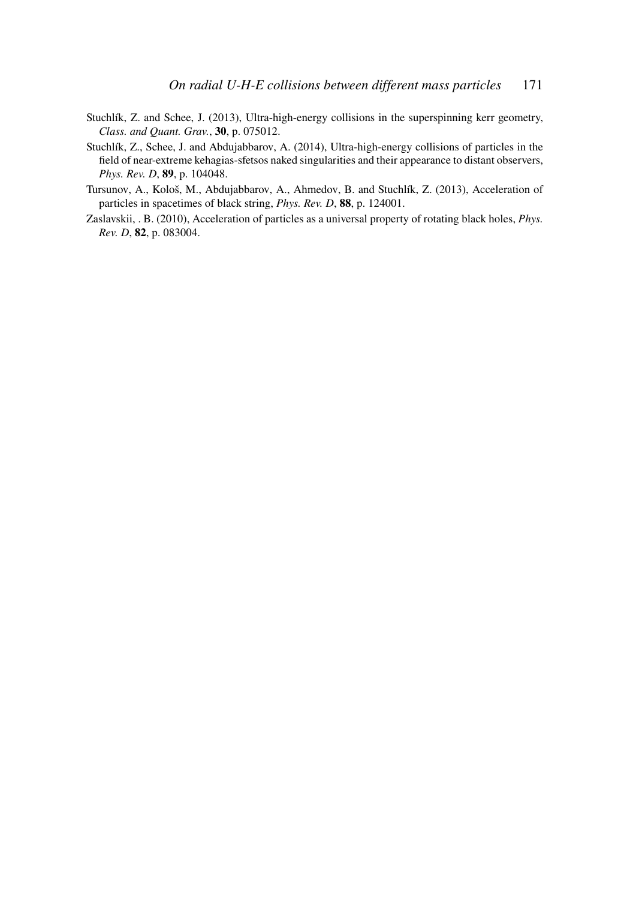Stuchlík, Z. and Schee, J. (2013), Ultra-high-energy collisions in the superspinning kerr geometry, *Class. and Quant. Grav.*, **30**, p. 075012.

Stuchlík, Z., Schee, J. and Abdujabbarov, A. (2014), Ultra-high-energy collisions of particles in the field of near-extreme kehagias-sfetsos naked singularities and their appearance to distant observers, *Phys. Rev. D*, **89**, p. 104048.

Tursunov, A., Kološ, M., Abdujabbarov, A., Ahmedov, B. and Stuchlík, Z. (2013), Acceleration of particles in spacetimes of black string, *Phys. Rev. D*, **88**, p. 124001.

Zaslavskii, . B. (2010), Acceleration of particles as a universal property of rotating black holes, *Phys. Rev. D*, **82**, p. 083004.